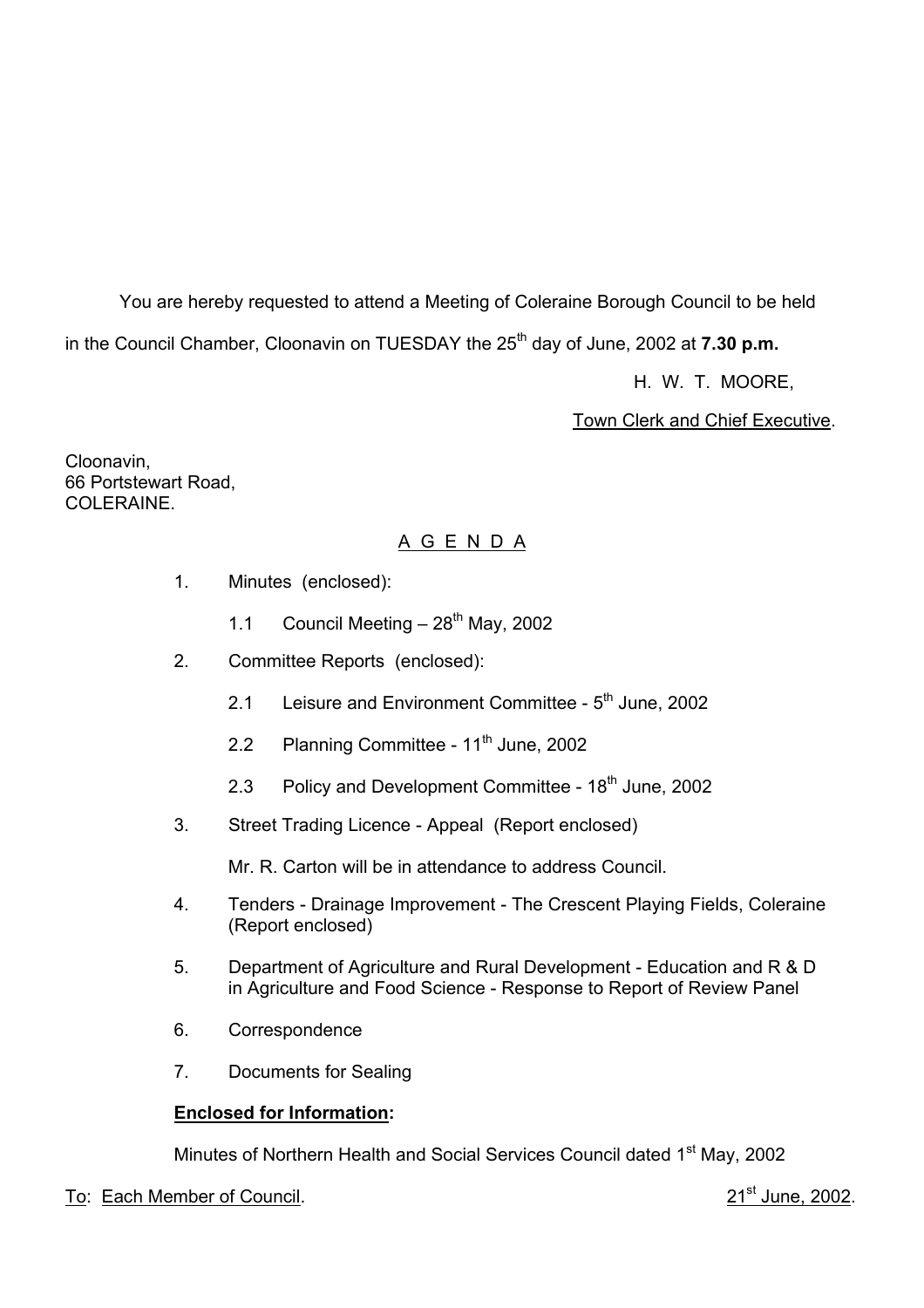You are hereby requested to attend a Meeting of Coleraine Borough Council to be held in the Council Chamber, Cloonavin on TUESDAY the 25th day of June, 2002 at **7.30 p.m.**

H. W. T. MOORE,

Town Clerk and Chief Executive.

Cloonavin,
66 Portstewart Road,
COLERAINE.

## A G E N D A

1. Minutes (enclosed):

   1.1 Council Meeting – 28th May, 2002

2. Committee Reports (enclosed):

   2.1 Leisure and Environment Committee - 5th June, 2002

   2.2 Planning Committee - 11th June, 2002

   2.3 Policy and Development Committee - 18th June, 2002

3. Street Trading Licence - Appeal (Report enclosed)

   Mr. R. Carton will be in attendance to address Council.

4. Tenders - Drainage Improvement - The Crescent Playing Fields, Coleraine (Report enclosed)

5. Department of Agriculture and Rural Development - Education and R & D in Agriculture and Food Science - Response to Report of Review Panel

6. Correspondence

7. Documents for Sealing

**Enclosed for Information:**

Minutes of Northern Health and Social Services Council dated 1st May, 2002

To: Each Member of Council.

21st June, 2002.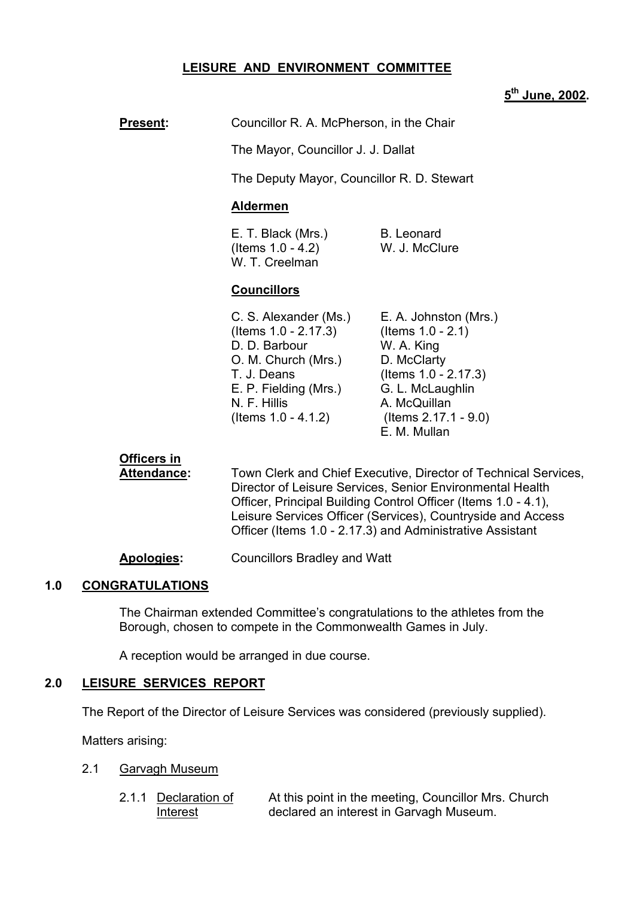**LEISURE AND ENVIRONMENT COMMITTEE**

**5th June, 2002.**

**Present:** Councillor R. A. McPherson, in the Chair

The Mayor, Councillor J. J. Dallat

The Deputy Mayor, Councillor R. D. Stewart

**Aldermen**

E. T. Black (Mrs.) (Items 1.0 - 4.2)
W. T. Creelman
B. Leonard
W. J. McClure

**Councillors**

C. S. Alexander (Ms.) (Items 1.0 - 2.17.3)
D. D. Barbour
O. M. Church (Mrs.)
T. J. Deans
E. P. Fielding (Mrs.)
N. F. Hillis (Items 1.0 - 4.1.2)
E. A. Johnston (Mrs.) (Items 1.0 - 2.1)
W. A. King
D. McClarty (Items 1.0 - 2.17.3)
G. L. McLaughlin
A. McQuillan (Items 2.17.1 - 9.0)
E. M. Mullan

**Officers in Attendance:** Town Clerk and Chief Executive, Director of Technical Services, Director of Leisure Services, Senior Environmental Health Officer, Principal Building Control Officer (Items 1.0 - 4.1), Leisure Services Officer (Services), Countryside and Access Officer (Items 1.0 - 2.17.3) and Administrative Assistant

**Apologies:** Councillors Bradley and Watt

## 1.0 CONGRATULATIONS

The Chairman extended Committee's congratulations to the athletes from the Borough, chosen to compete in the Commonwealth Games in July.

A reception would be arranged in due course.

## 2.0 LEISURE SERVICES REPORT

The Report of the Director of Leisure Services was considered (previously supplied).

Matters arising:

2.1 Garvagh Museum

2.1.1 Declaration of Interest — At this point in the meeting, Councillor Mrs. Church declared an interest in Garvagh Museum.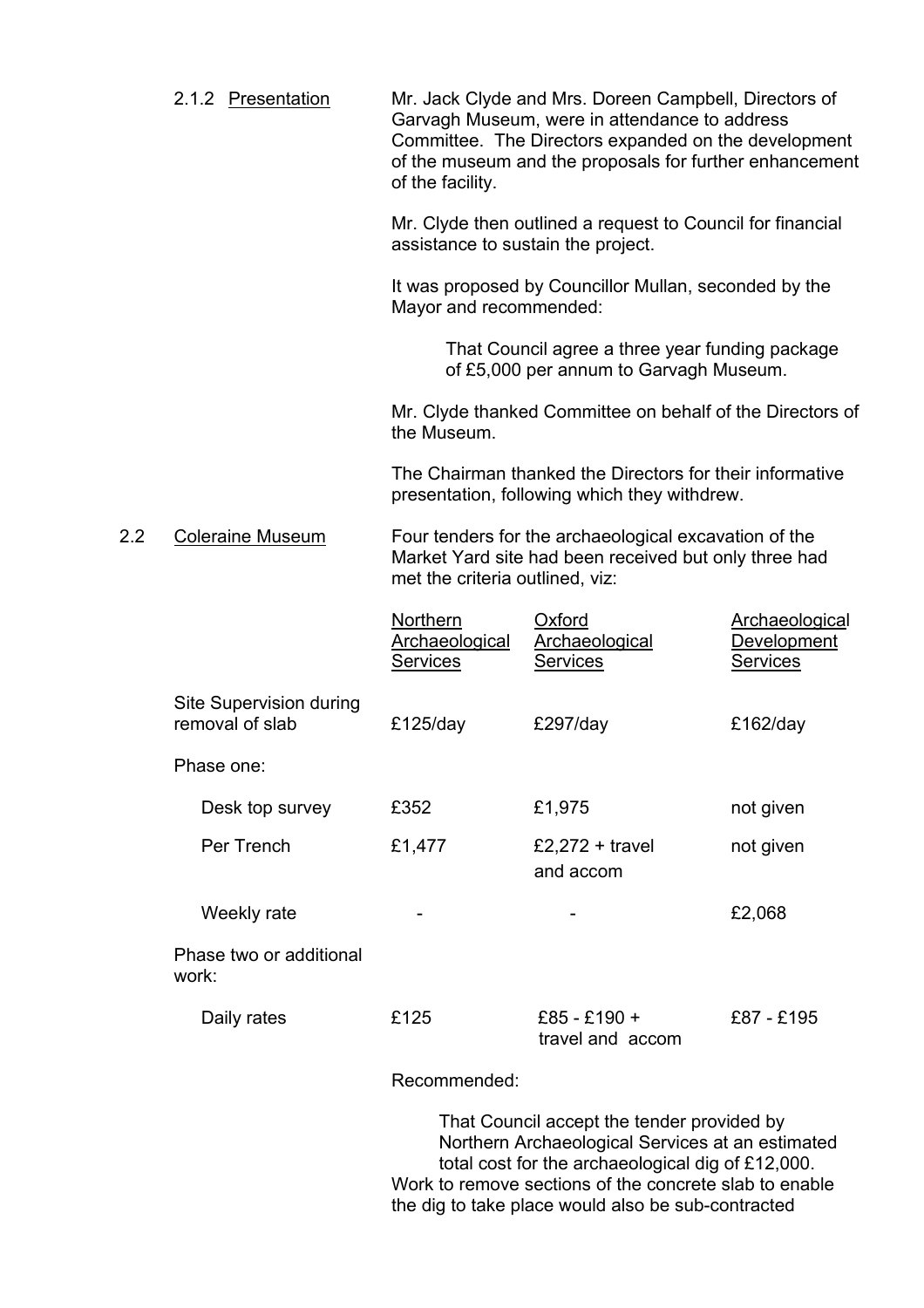2.1.2 Presentation

Mr. Jack Clyde and Mrs. Doreen Campbell, Directors of Garvagh Museum, were in attendance to address Committee. The Directors expanded on the development of the museum and the proposals for further enhancement of the facility.

Mr. Clyde then outlined a request to Council for financial assistance to sustain the project.

It was proposed by Councillor Mullan, seconded by the Mayor and recommended:

> That Council agree a three year funding package of £5,000 per annum to Garvagh Museum.

Mr. Clyde thanked Committee on behalf of the Directors of the Museum.

The Chairman thanked the Directors for their informative presentation, following which they withdrew.

2.2 Coleraine Museum

Four tenders for the archaeological excavation of the Market Yard site had been received but only three had met the criteria outlined, viz:

| | Northern Archaeological Services | Oxford Archaeological Services | Archaeological Development Services |
|---|---|---|---|
| Site Supervision during removal of slab | £125/day | £297/day | £162/day |
| Phase one: | | | |
| Desk top survey | £352 | £1,975 | not given |
| Per Trench | £1,477 | £2,272 + travel and accom | not given |
| Weekly rate | - | - | £2,068 |
| Phase two or additional work: | | | |
| Daily rates | £125 | £85 - £190 + travel and accom | £87 - £195 |

Recommended:

> That Council accept the tender provided by Northern Archaeological Services at an estimated total cost for the archaeological dig of £12,000.

Work to remove sections of the concrete slab to enable the dig to take place would also be sub-contracted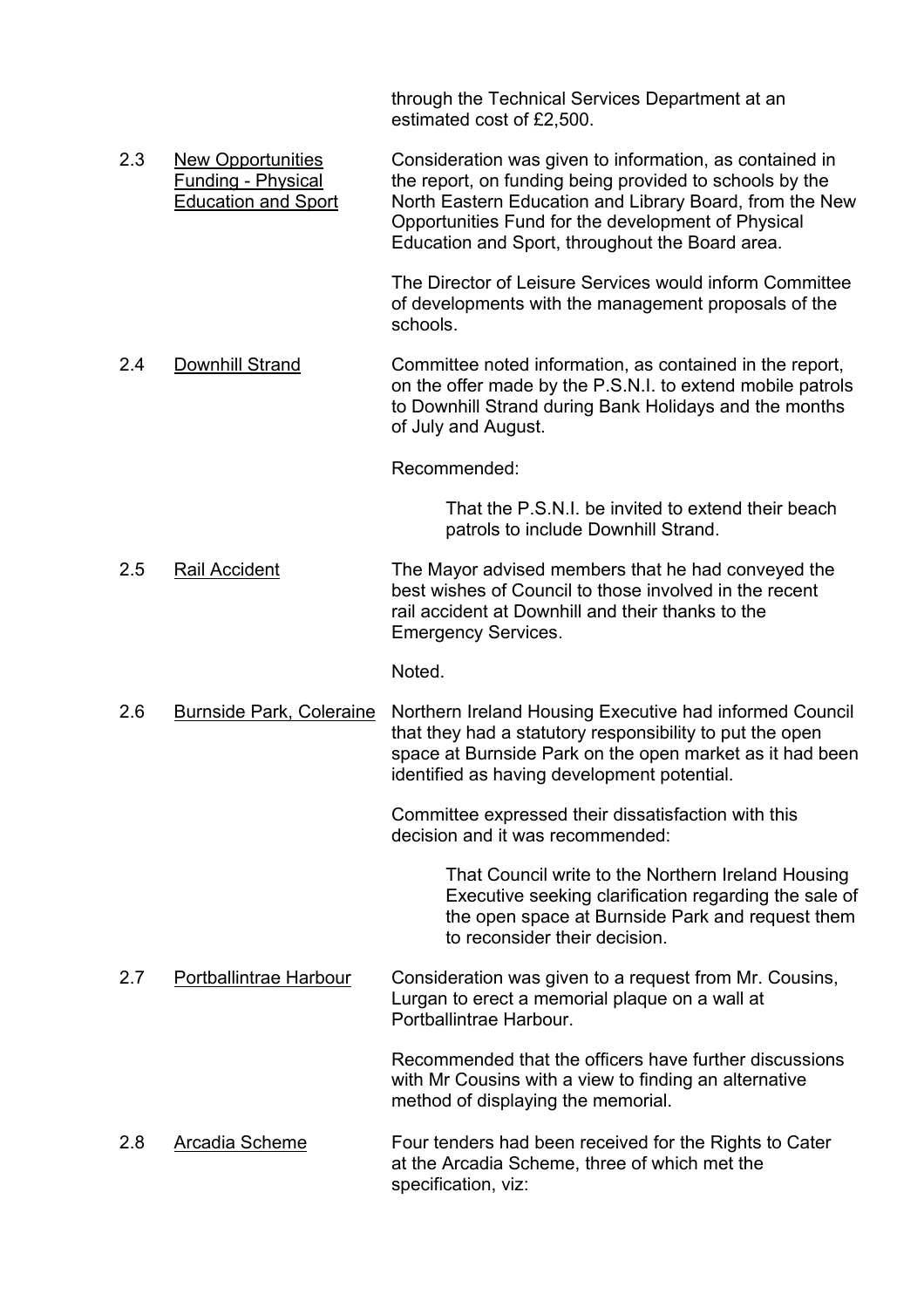through the Technical Services Department at an estimated cost of £2,500.

2.3 New Opportunities Funding - Physical Education and Sport

Consideration was given to information, as contained in the report, on funding being provided to schools by the North Eastern Education and Library Board, from the New Opportunities Fund for the development of Physical Education and Sport, throughout the Board area.

The Director of Leisure Services would inform Committee of developments with the management proposals of the schools.

2.4 Downhill Strand

Committee noted information, as contained in the report, on the offer made by the P.S.N.I. to extend mobile patrols to Downhill Strand during Bank Holidays and the months of July and August.

Recommended:

> That the P.S.N.I. be invited to extend their beach patrols to include Downhill Strand.

2.5 Rail Accident

The Mayor advised members that he had conveyed the best wishes of Council to those involved in the recent rail accident at Downhill and their thanks to the Emergency Services.

Noted.

2.6 Burnside Park, Coleraine

Northern Ireland Housing Executive had informed Council that they had a statutory responsibility to put the open space at Burnside Park on the open market as it had been identified as having development potential.

Committee expressed their dissatisfaction with this decision and it was recommended:

> That Council write to the Northern Ireland Housing Executive seeking clarification regarding the sale of the open space at Burnside Park and request them to reconsider their decision.

2.7 Portballintrae Harbour

Consideration was given to a request from Mr. Cousins, Lurgan to erect a memorial plaque on a wall at Portballintrae Harbour.

Recommended that the officers have further discussions with Mr Cousins with a view to finding an alternative method of displaying the memorial.

2.8 Arcadia Scheme

Four tenders had been received for the Rights to Cater at the Arcadia Scheme, three of which met the specification, viz: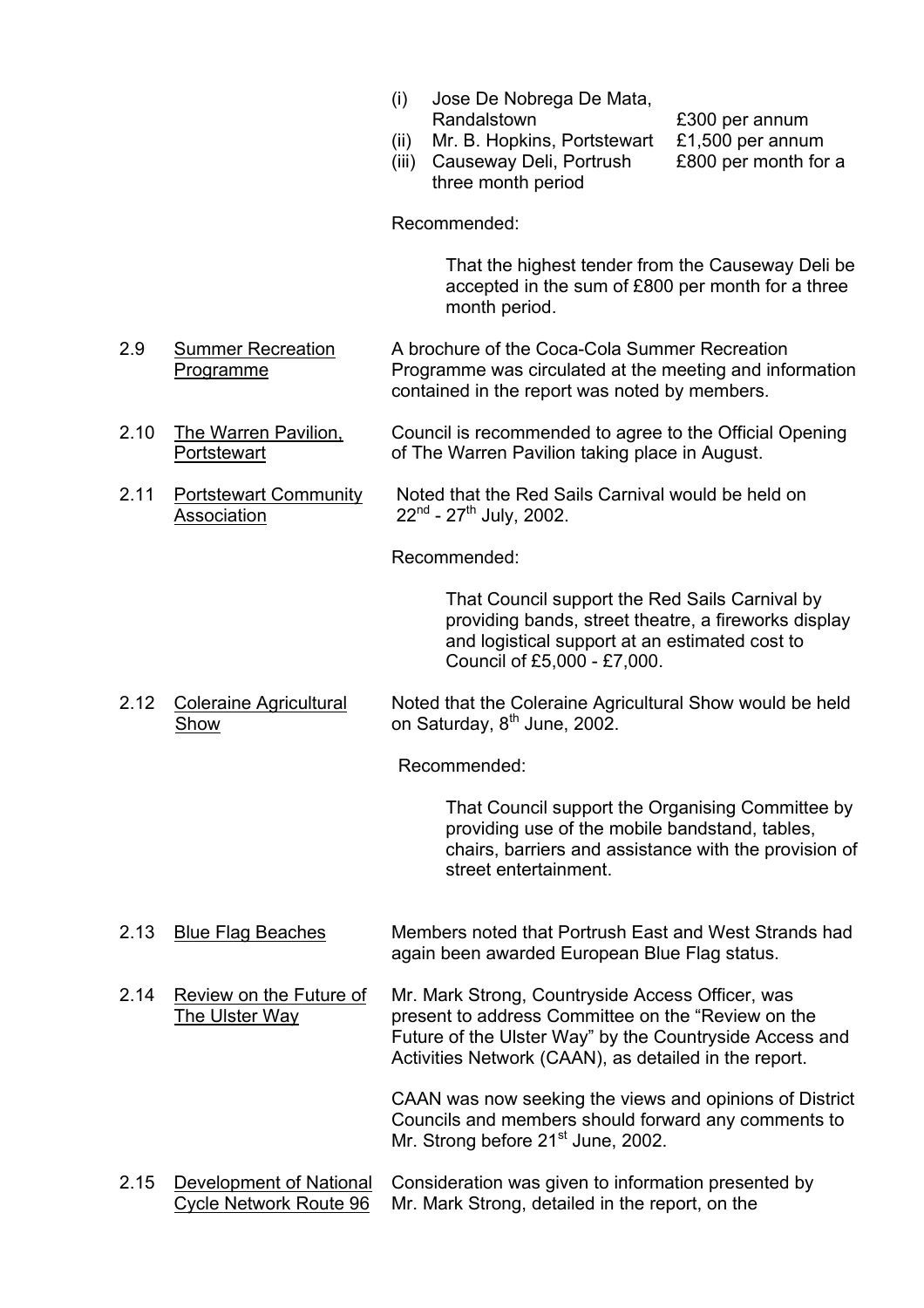(i) Jose De Nobrega De Mata, Randalstown £300 per annum
(ii) Mr. B. Hopkins, Portstewart £1,500 per annum
(iii) Causeway Deli, Portrush £800 per month for a three month period

Recommended:

> That the highest tender from the Causeway Deli be accepted in the sum of £800 per month for a three month period.

2.9 Summer Recreation Programme

A brochure of the Coca-Cola Summer Recreation Programme was circulated at the meeting and information contained in the report was noted by members.

2.10 The Warren Pavilion, Portstewart

Council is recommended to agree to the Official Opening of The Warren Pavilion taking place in August.

2.11 Portstewart Community Association

Noted that the Red Sails Carnival would be held on 22nd - 27th July, 2002.

Recommended:

> That Council support the Red Sails Carnival by providing bands, street theatre, a fireworks display and logistical support at an estimated cost to Council of £5,000 - £7,000.

2.12 Coleraine Agricultural Show

Noted that the Coleraine Agricultural Show would be held on Saturday, 8th June, 2002.

Recommended:

> That Council support the Organising Committee by providing use of the mobile bandstand, tables, chairs, barriers and assistance with the provision of street entertainment.

2.13 Blue Flag Beaches

Members noted that Portrush East and West Strands had again been awarded European Blue Flag status.

2.14 Review on the Future of The Ulster Way

Mr. Mark Strong, Countryside Access Officer, was present to address Committee on the "Review on the Future of the Ulster Way" by the Countryside Access and Activities Network (CAAN), as detailed in the report.

CAAN was now seeking the views and opinions of District Councils and members should forward any comments to Mr. Strong before 21st June, 2002.

2.15 Development of National Cycle Network Route 96

Consideration was given to information presented by Mr. Mark Strong, detailed in the report, on the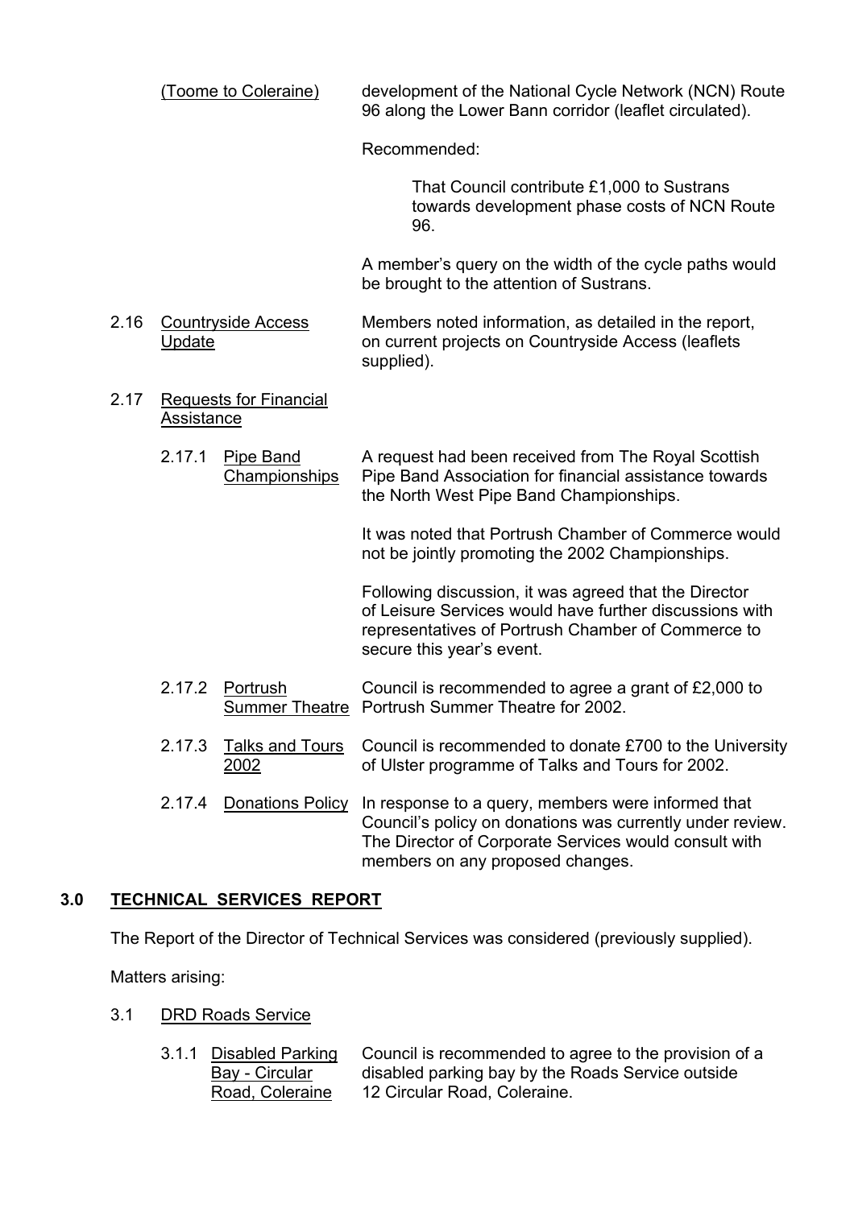(Toome to Coleraine) development of the National Cycle Network (NCN) Route 96 along the Lower Bann corridor (leaflet circulated).

Recommended:

> That Council contribute £1,000 to Sustrans towards development phase costs of NCN Route 96.

A member's query on the width of the cycle paths would be brought to the attention of Sustrans.

2.16 Countryside Access Update

Members noted information, as detailed in the report, on current projects on Countryside Access (leaflets supplied).

2.17 Requests for Financial Assistance

2.17.1 Pipe Band Championships

A request had been received from The Royal Scottish Pipe Band Association for financial assistance towards the North West Pipe Band Championships.

It was noted that Portrush Chamber of Commerce would not be jointly promoting the 2002 Championships.

Following discussion, it was agreed that the Director of Leisure Services would have further discussions with representatives of Portrush Chamber of Commerce to secure this year's event.

2.17.2 Portrush Summer Theatre

Council is recommended to agree a grant of £2,000 to Portrush Summer Theatre for 2002.

2.17.3 Talks and Tours 2002

Council is recommended to donate £700 to the University of Ulster programme of Talks and Tours for 2002.

2.17.4 Donations Policy

In response to a query, members were informed that Council's policy on donations was currently under review. The Director of Corporate Services would consult with members on any proposed changes.

## 3.0 TECHNICAL SERVICES REPORT

The Report of the Director of Technical Services was considered (previously supplied).

Matters arising:

3.1 DRD Roads Service

3.1.1 Disabled Parking Bay - Circular Road, Coleraine

Council is recommended to agree to the provision of a disabled parking bay by the Roads Service outside 12 Circular Road, Coleraine.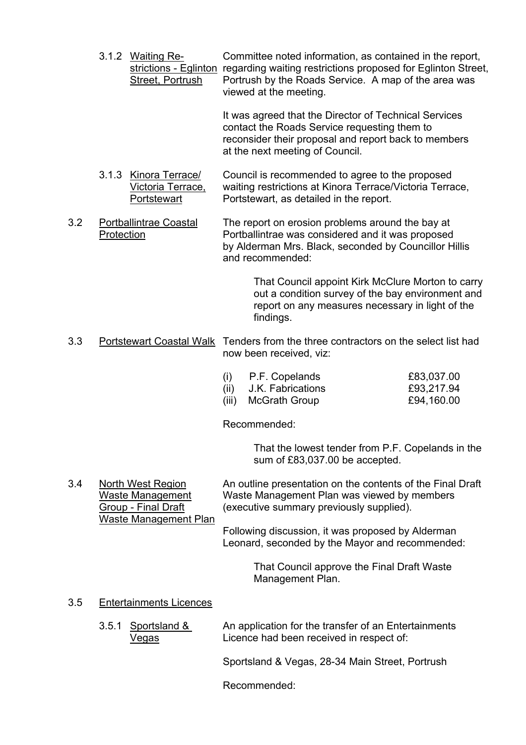3.1.2 <u>Waiting Restrictions - Eglinton Street, Portrush</u>

Committee noted information, as contained in the report, regarding waiting restrictions proposed for Eglinton Street, Portrush by the Roads Service. A map of the area was viewed at the meeting.

It was agreed that the Director of Technical Services contact the Roads Service requesting them to reconsider their proposal and report back to members at the next meeting of Council.

3.1.3 <u>Kinora Terrace/ Victoria Terrace, Portstewart</u>

Council is recommended to agree to the proposed waiting restrictions at Kinora Terrace/Victoria Terrace, Portstewart, as detailed in the report.

3.2 <u>Portballintrae Coastal Protection</u>

The report on erosion problems around the bay at Portballintrae was considered and it was proposed by Alderman Mrs. Black, seconded by Councillor Hillis and recommended:

> That Council appoint Kirk McClure Morton to carry out a condition survey of the bay environment and report on any measures necessary in light of the findings.

3.3 <u>Portstewart Coastal Walk</u>

Tenders from the three contractors on the select list had now been received, viz:

| | | |
|---|---|---|
| (i) | P.F. Copelands | £83,037.00 |
| (ii) | J.K. Fabrications | £93,217.94 |
| (iii) | McGrath Group | £94,160.00 |

Recommended:

> That the lowest tender from P.F. Copelands in the sum of £83,037.00 be accepted.

3.4 <u>North West Region Waste Management Group - Final Draft Waste Management Plan</u>

An outline presentation on the contents of the Final Draft Waste Management Plan was viewed by members (executive summary previously supplied).

Following discussion, it was proposed by Alderman Leonard, seconded by the Mayor and recommended:

> That Council approve the Final Draft Waste Management Plan.

3.5 <u>Entertainments Licences</u>

3.5.1 <u>Sportsland & Vegas</u>

An application for the transfer of an Entertainments Licence had been received in respect of:

Sportsland & Vegas, 28-34 Main Street, Portrush

Recommended: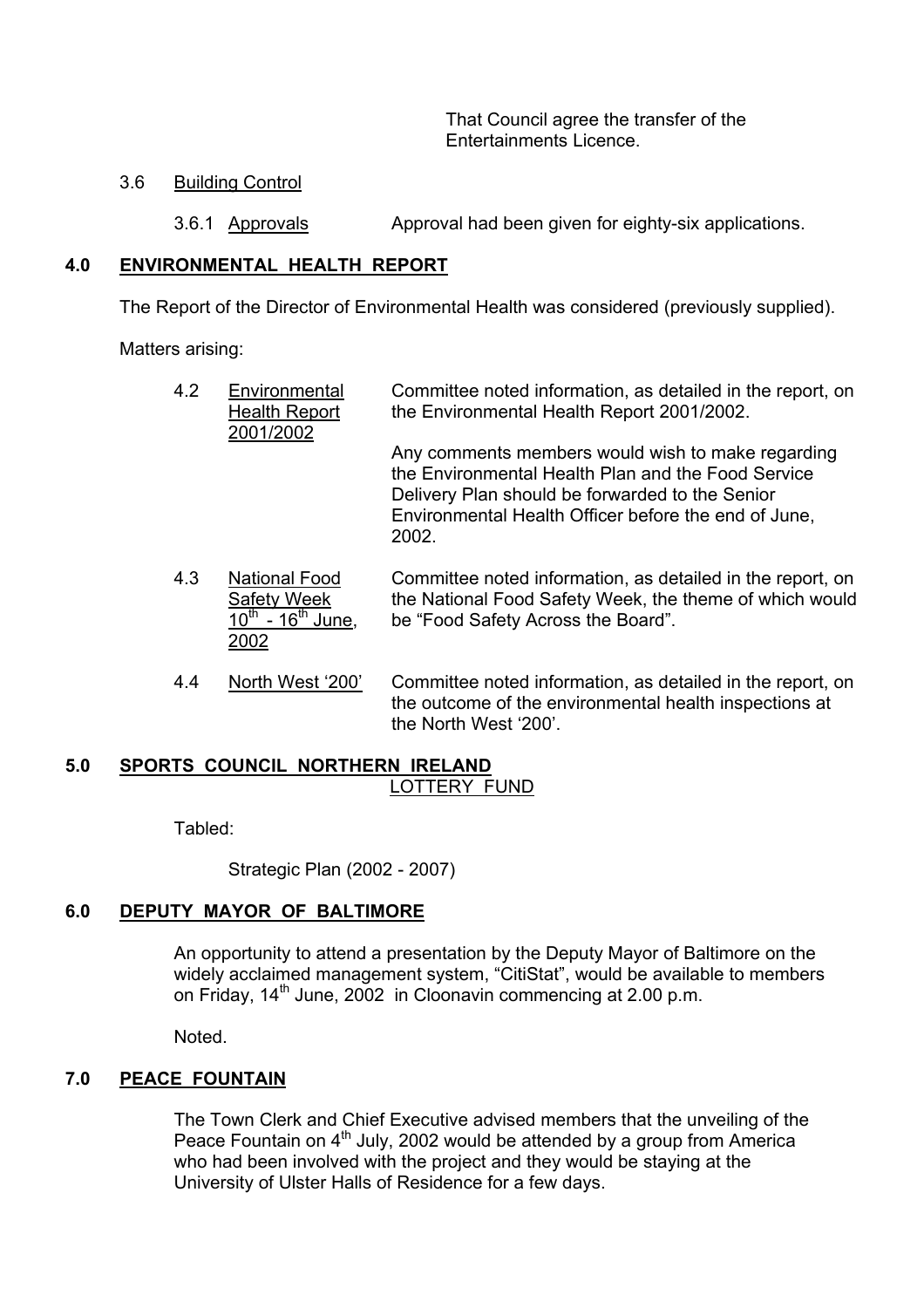That Council agree the transfer of the Entertainments Licence.

3.6 Building Control

3.6.1 Approvals — Approval had been given for eighty-six applications.

## 4.0 ENVIRONMENTAL HEALTH REPORT

The Report of the Director of Environmental Health was considered (previously supplied).

Matters arising:

4.2 Environmental Health Report 2001/2002 — Committee noted information, as detailed in the report, on the Environmental Health Report 2001/2002.

Any comments members would wish to make regarding the Environmental Health Plan and the Food Service Delivery Plan should be forwarded to the Senior Environmental Health Officer before the end of June, 2002.

4.3 National Food Safety Week 10th - 16th June, 2002 — Committee noted information, as detailed in the report, on the National Food Safety Week, the theme of which would be "Food Safety Across the Board".

4.4 North West '200' — Committee noted information, as detailed in the report, on the outcome of the environmental health inspections at the North West '200'.

## 5.0 SPORTS COUNCIL NORTHERN IRELAND LOTTERY FUND

Tabled:

Strategic Plan (2002 - 2007)

## 6.0 DEPUTY MAYOR OF BALTIMORE

An opportunity to attend a presentation by the Deputy Mayor of Baltimore on the widely acclaimed management system, "CitiStat", would be available to members on Friday, 14th June, 2002 in Cloonavin commencing at 2.00 p.m.

Noted.

## 7.0 PEACE FOUNTAIN

The Town Clerk and Chief Executive advised members that the unveiling of the Peace Fountain on 4th July, 2002 would be attended by a group from America who had been involved with the project and they would be staying at the University of Ulster Halls of Residence for a few days.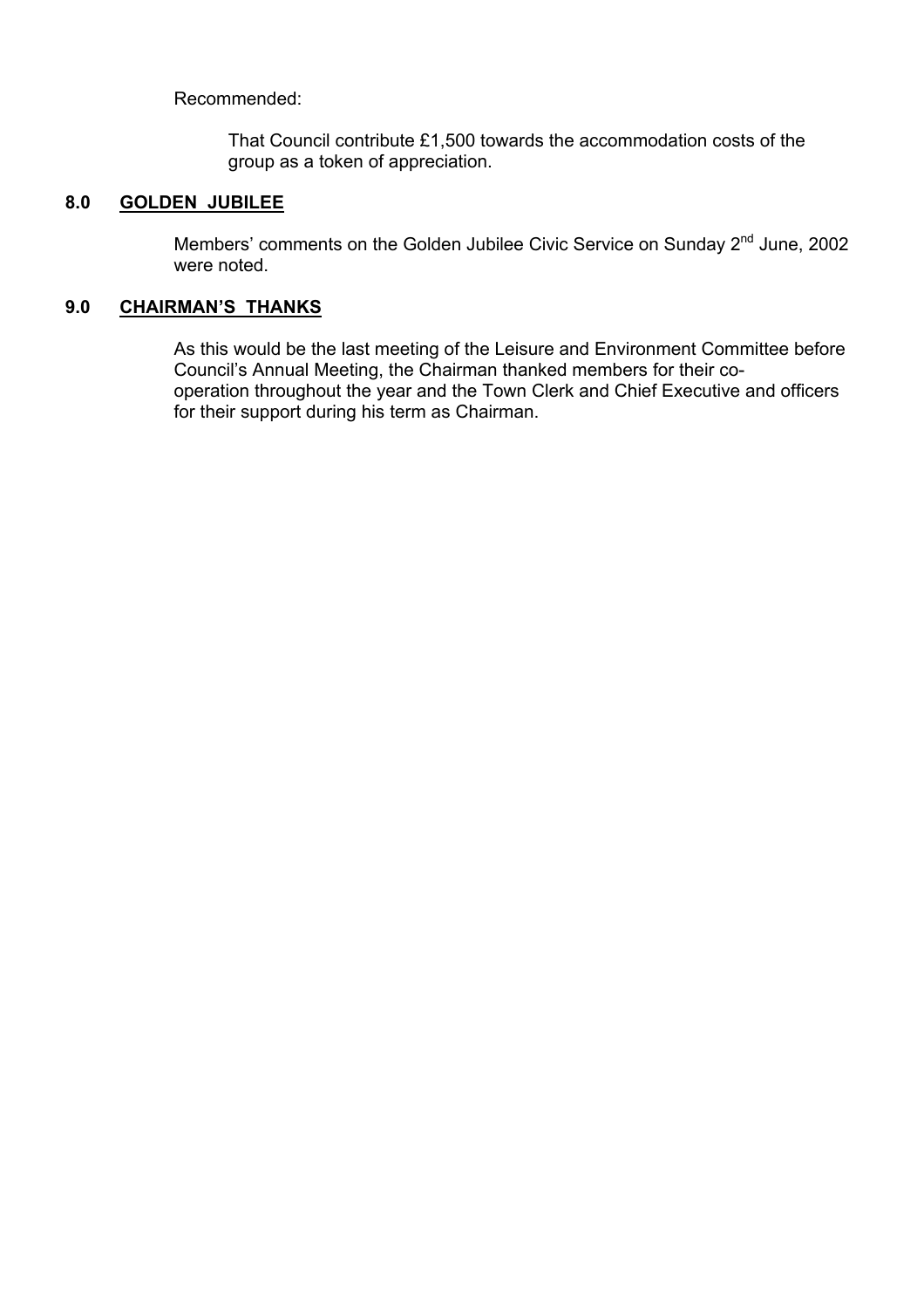Recommended:

> That Council contribute £1,500 towards the accommodation costs of the group as a token of appreciation.

## 8.0 GOLDEN JUBILEE

Members' comments on the Golden Jubilee Civic Service on Sunday 2nd June, 2002 were noted.

## 9.0 CHAIRMAN'S THANKS

As this would be the last meeting of the Leisure and Environment Committee before Council's Annual Meeting, the Chairman thanked members for their co-operation throughout the year and the Town Clerk and Chief Executive and officers for their support during his term as Chairman.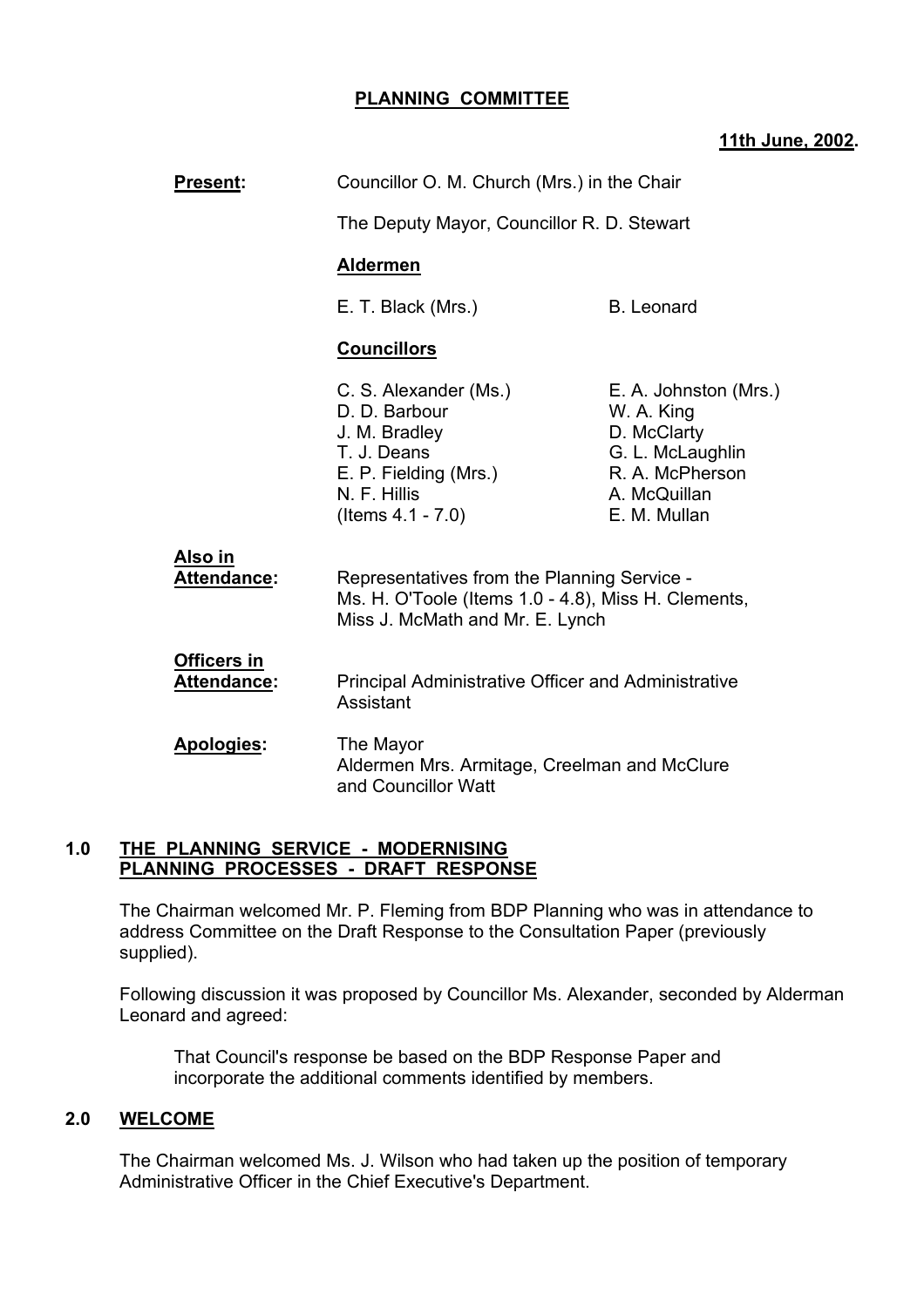**PLANNING COMMITTEE**

**11th June, 2002.**

**Present:** Councillor O. M. Church (Mrs.) in the Chair

The Deputy Mayor, Councillor R. D. Stewart

**Aldermen**

E. T. Black (Mrs.) B. Leonard

**Councillors**

| | |
|---|---|
| C. S. Alexander (Ms.) | E. A. Johnston (Mrs.) |
| D. D. Barbour | W. A. King |
| J. M. Bradley | D. McClarty |
| T. J. Deans | G. L. McLaughlin |
| E. P. Fielding (Mrs.) | R. A. McPherson |
| N. F. Hillis | A. McQuillan |
| (Items 4.1 - 7.0) | E. M. Mullan |

**Also in Attendance:** Representatives from the Planning Service - Ms. H. O'Toole (Items 1.0 - 4.8), Miss H. Clements, Miss J. McMath and Mr. E. Lynch

**Officers in Attendance:** Principal Administrative Officer and Administrative Assistant

**Apologies:** The Mayor
Aldermen Mrs. Armitage, Creelman and McClure
and Councillor Watt

## 1.0 THE PLANNING SERVICE - MODERNISING PLANNING PROCESSES - DRAFT RESPONSE

The Chairman welcomed Mr. P. Fleming from BDP Planning who was in attendance to address Committee on the Draft Response to the Consultation Paper (previously supplied).

Following discussion it was proposed by Councillor Ms. Alexander, seconded by Alderman Leonard and agreed:

> That Council's response be based on the BDP Response Paper and incorporate the additional comments identified by members.

## 2.0 WELCOME

The Chairman welcomed Ms. J. Wilson who had taken up the position of temporary Administrative Officer in the Chief Executive's Department.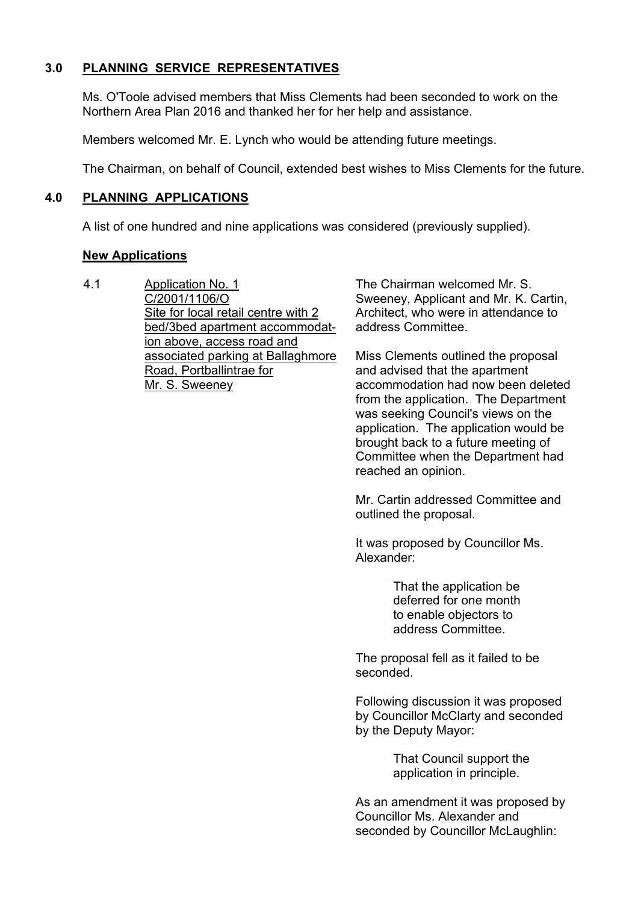## 3.0 PLANNING SERVICE REPRESENTATIVES

Ms. O'Toole advised members that Miss Clements had been seconded to work on the Northern Area Plan 2016 and thanked her for her help and assistance.

Members welcomed Mr. E. Lynch who would be attending future meetings.

The Chairman, on behalf of Council, extended best wishes to Miss Clements for the future.

## 4.0 PLANNING APPLICATIONS

A list of one hundred and nine applications was considered (previously supplied).

### New Applications

4.1 Application No. 1
C/2001/1106/O
Site for local retail centre with 2 bed/3bed apartment accommodation above, access road and associated parking at Ballaghmore Road, Portballintrae for Mr. S. Sweeney

The Chairman welcomed Mr. S. Sweeney, Applicant and Mr. K. Cartin, Architect, who were in attendance to address Committee.

Miss Clements outlined the proposal and advised that the apartment accommodation had now been deleted from the application. The Department was seeking Council's views on the application. The application would be brought back to a future meeting of Committee when the Department had reached an opinion.

Mr. Cartin addressed Committee and outlined the proposal.

It was proposed by Councillor Ms. Alexander:

> That the application be deferred for one month to enable objectors to address Committee.

The proposal fell as it failed to be seconded.

Following discussion it was proposed by Councillor McClarty and seconded by the Deputy Mayor:

> That Council support the application in principle.

As an amendment it was proposed by Councillor Ms. Alexander and seconded by Councillor McLaughlin: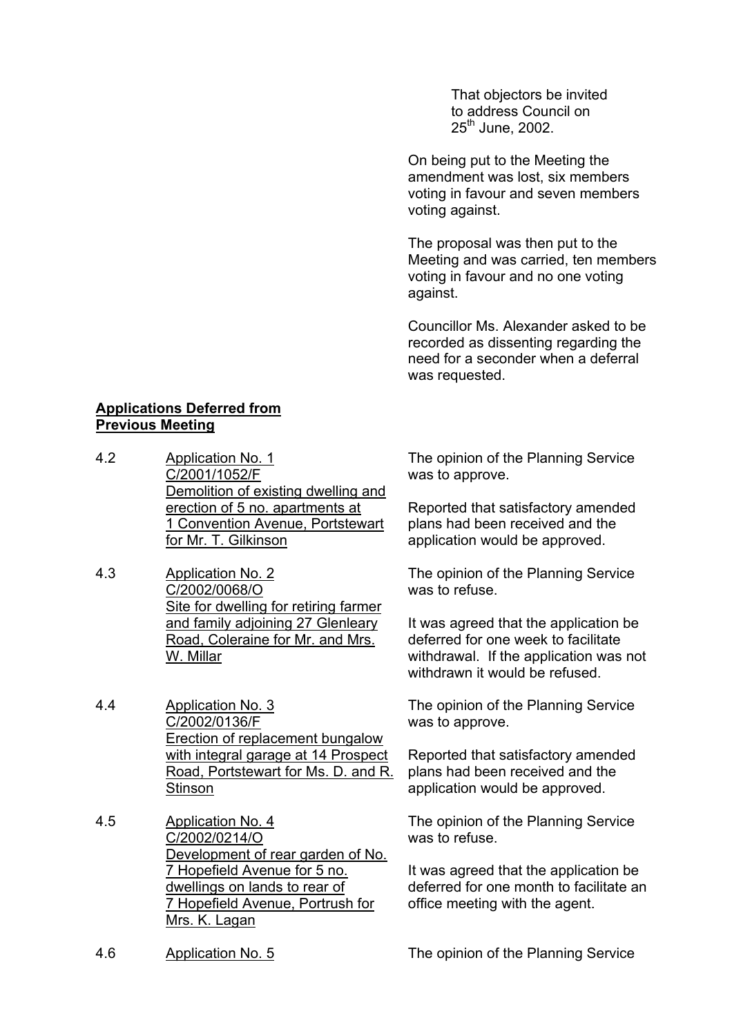That objectors be invited to address Council on 25th June, 2002.

On being put to the Meeting the amendment was lost, six members voting in favour and seven members voting against.

The proposal was then put to the Meeting and was carried, ten members voting in favour and no one voting against.

Councillor Ms. Alexander asked to be recorded as dissenting regarding the need for a seconder when a deferral was requested.

**Applications Deferred from Previous Meeting**

4.2 Application No. 1
C/2001/1052/F
Demolition of existing dwelling and erection of 5 no. apartments at 1 Convention Avenue, Portstewart for Mr. T. Gilkinson

The opinion of the Planning Service was to approve.

Reported that satisfactory amended plans had been received and the application would be approved.

4.3 Application No. 2
C/2002/0068/O
Site for dwelling for retiring farmer and family adjoining 27 Glenleary Road, Coleraine for Mr. and Mrs. W. Millar

The opinion of the Planning Service was to refuse.

It was agreed that the application be deferred for one week to facilitate withdrawal. If the application was not withdrawn it would be refused.

4.4 Application No. 3
C/2002/0136/F
Erection of replacement bungalow with integral garage at 14 Prospect Road, Portstewart for Ms. D. and R. Stinson

The opinion of the Planning Service was to approve.

Reported that satisfactory amended plans had been received and the application would be approved.

4.5 Application No. 4
C/2002/0214/O
Development of rear garden of No. 7 Hopefield Avenue for 5 no. dwellings on lands to rear of 7 Hopefield Avenue, Portrush for Mrs. K. Lagan

The opinion of the Planning Service was to refuse.

It was agreed that the application be deferred for one month to facilitate an office meeting with the agent.

4.6 Application No. 5

The opinion of the Planning Service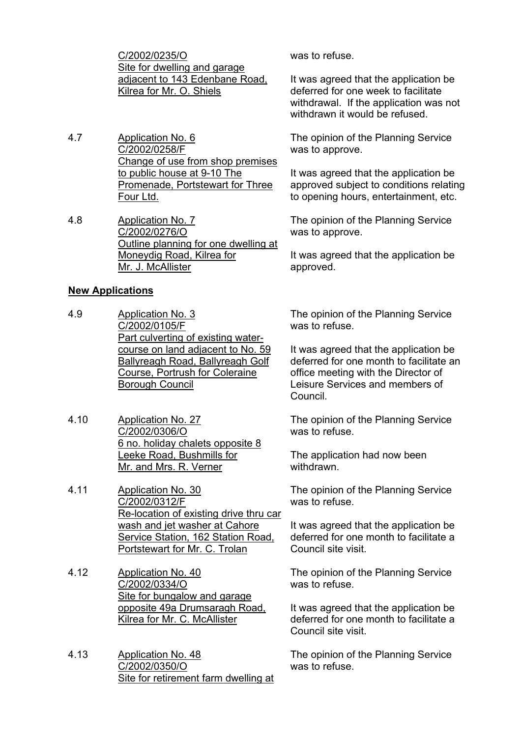C/2002/0235/O
Site for dwelling and garage adjacent to 143 Edenbane Road, Kilrea for Mr. O. Shiels

was to refuse.

It was agreed that the application be deferred for one week to facilitate withdrawal. If the application was not withdrawn it would be refused.

4.7 Application No. 6
C/2002/0258/F
Change of use from shop premises to public house at 9-10 The Promenade, Portstewart for Three Four Ltd.

The opinion of the Planning Service was to approve.

It was agreed that the application be approved subject to conditions relating to opening hours, entertainment, etc.

4.8 Application No. 7
C/2002/0276/O
Outline planning for one dwelling at Moneydig Road, Kilrea for Mr. J. McAllister

The opinion of the Planning Service was to approve.

It was agreed that the application be approved.

**New Applications**

4.9 Application No. 3
C/2002/0105/F
Part culverting of existing water-course on land adjacent to No. 59 Ballyreagh Road, Ballyreagh Golf Course, Portrush for Coleraine Borough Council

The opinion of the Planning Service was to refuse.

It was agreed that the application be deferred for one month to facilitate an office meeting with the Director of Leisure Services and members of Council.

4.10 Application No. 27
C/2002/0306/O
6 no. holiday chalets opposite 8 Leeke Road, Bushmills for Mr. and Mrs. R. Verner

The opinion of the Planning Service was to refuse.

The application had now been withdrawn.

4.11 Application No. 30
C/2002/0312/F
Re-location of existing drive thru car wash and jet washer at Cahore Service Station, 162 Station Road, Portstewart for Mr. C. Trolan

The opinion of the Planning Service was to refuse.

It was agreed that the application be deferred for one month to facilitate a Council site visit.

4.12 Application No. 40
C/2002/0334/O
Site for bungalow and garage opposite 49a Drumsaragh Road, Kilrea for Mr. C. McAllister

The opinion of the Planning Service was to refuse.

It was agreed that the application be deferred for one month to facilitate a Council site visit.

4.13 Application No. 48
C/2002/0350/O
Site for retirement farm dwelling at

The opinion of the Planning Service was to refuse.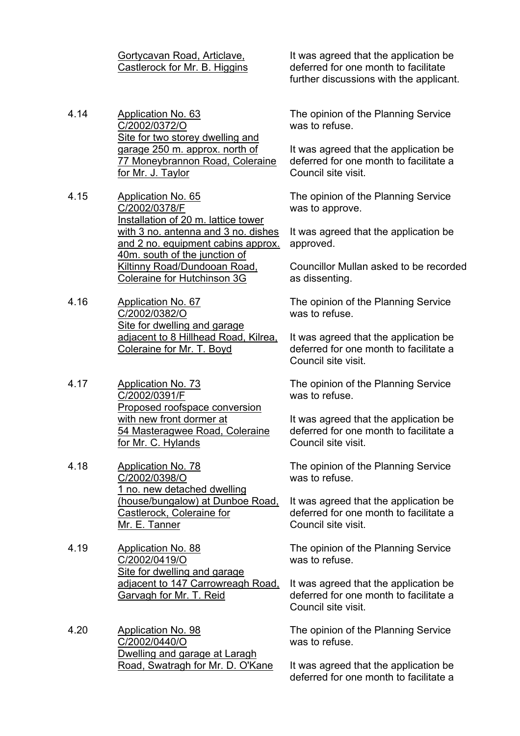| | | |
|---|---|---|
| | <u>Gortycavan Road, Articlave, Castlerock for Mr. B. Higgins</u> | It was agreed that the application be deferred for one month to facilitate further discussions with the applicant. |
| 4.14 | <u>Application No. 63</u><br><u>C/2002/0372/O</u><br><u>Site for two storey dwelling and garage 250 m. approx. north of 77 Moneybrannon Road, Coleraine for Mr. J. Taylor</u> | The opinion of the Planning Service was to refuse.<br><br>It was agreed that the application be deferred for one month to facilitate a Council site visit. |
| 4.15 | <u>Application No. 65</u><br><u>C/2002/0378/F</u><br><u>Installation of 20 m. lattice tower with 3 no. antenna and 3 no. dishes and 2 no. equipment cabins approx. 40m. south of the junction of Kiltinny Road/Dundooan Road, Coleraine for Hutchinson 3G</u> | The opinion of the Planning Service was to approve.<br><br>It was agreed that the application be approved.<br><br>Councillor Mullan asked to be recorded as dissenting. |
| 4.16 | <u>Application No. 67</u><br><u>C/2002/0382/O</u><br><u>Site for dwelling and garage adjacent to 8 Hillhead Road, Kilrea, Coleraine for Mr. T. Boyd</u> | The opinion of the Planning Service was to refuse.<br><br>It was agreed that the application be deferred for one month to facilitate a Council site visit. |
| 4.17 | <u>Application No. 73</u><br><u>C/2002/0391/F</u><br><u>Proposed roofspace conversion with new front dormer at 54 Masteragwee Road, Coleraine for Mr. C. Hylands</u> | The opinion of the Planning Service was to refuse.<br><br>It was agreed that the application be deferred for one month to facilitate a Council site visit. |
| 4.18 | <u>Application No. 78</u><br><u>C/2002/0398/O</u><br><u>1 no. new detached dwelling (house/bungalow) at Dunboe Road, Castlerock, Coleraine for Mr. E. Tanner</u> | The opinion of the Planning Service was to refuse.<br><br>It was agreed that the application be deferred for one month to facilitate a Council site visit. |
| 4.19 | <u>Application No. 88</u><br><u>C/2002/0419/O</u><br><u>Site for dwelling and garage adjacent to 147 Carrowreagh Road, Garvagh for Mr. T. Reid</u> | The opinion of the Planning Service was to refuse.<br><br>It was agreed that the application be deferred for one month to facilitate a Council site visit. |
| 4.20 | <u>Application No. 98</u><br><u>C/2002/0440/O</u><br><u>Dwelling and garage at Laragh Road, Swatragh for Mr. D. O'Kane</u> | The opinion of the Planning Service was to refuse.<br><br>It was agreed that the application be deferred for one month to facilitate a |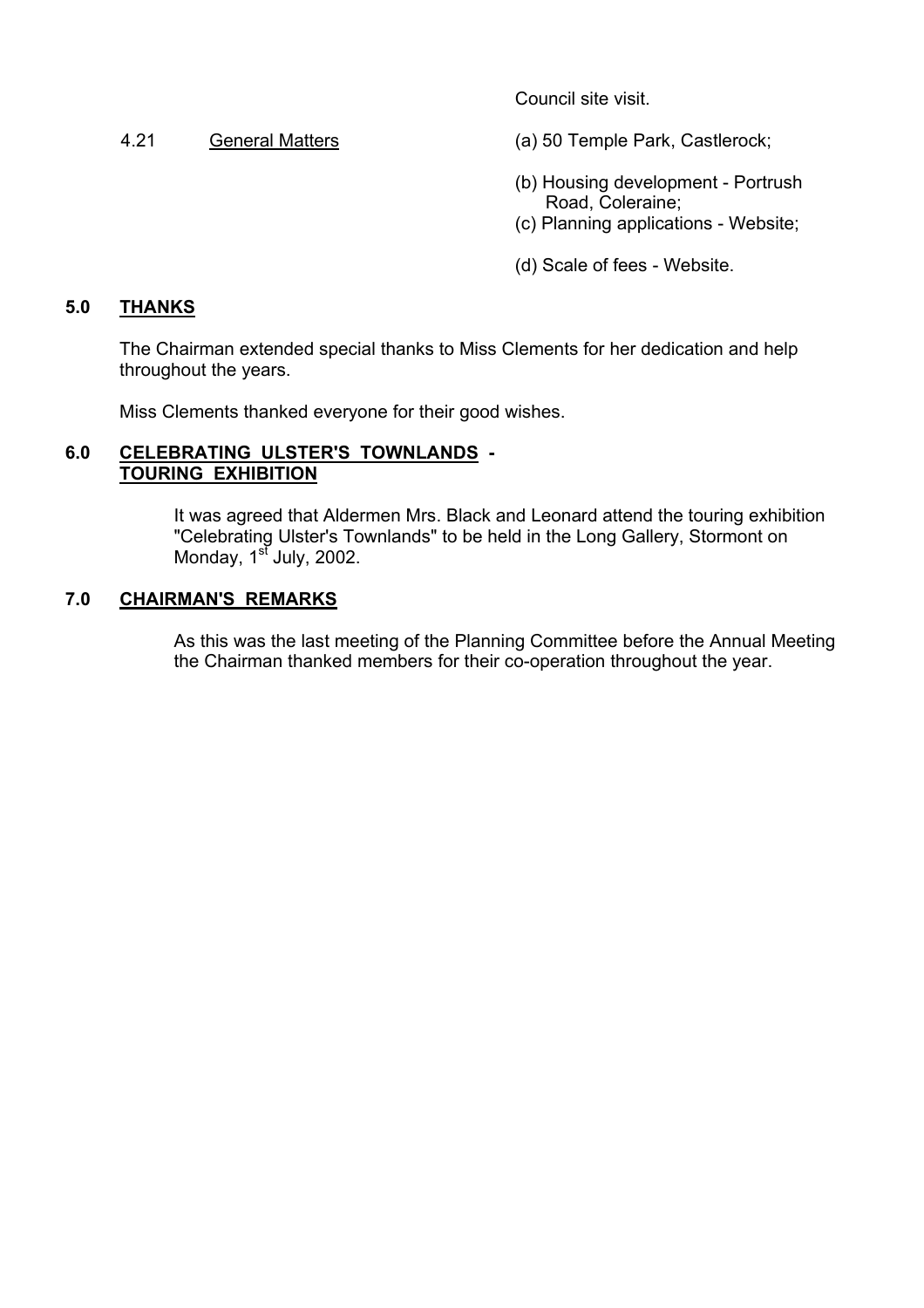Council site visit.

4.21 General Matters

(a) 50 Temple Park, Castlerock;

(b) Housing development - Portrush Road, Coleraine;

(c) Planning applications - Website;

(d) Scale of fees - Website.

## 5.0 THANKS

The Chairman extended special thanks to Miss Clements for her dedication and help throughout the years.

Miss Clements thanked everyone for their good wishes.

## 6.0 CELEBRATING ULSTER'S TOWNLANDS - TOURING EXHIBITION

It was agreed that Aldermen Mrs. Black and Leonard attend the touring exhibition "Celebrating Ulster's Townlands" to be held in the Long Gallery, Stormont on Monday, 1st July, 2002.

## 7.0 CHAIRMAN'S REMARKS

As this was the last meeting of the Planning Committee before the Annual Meeting the Chairman thanked members for their co-operation throughout the year.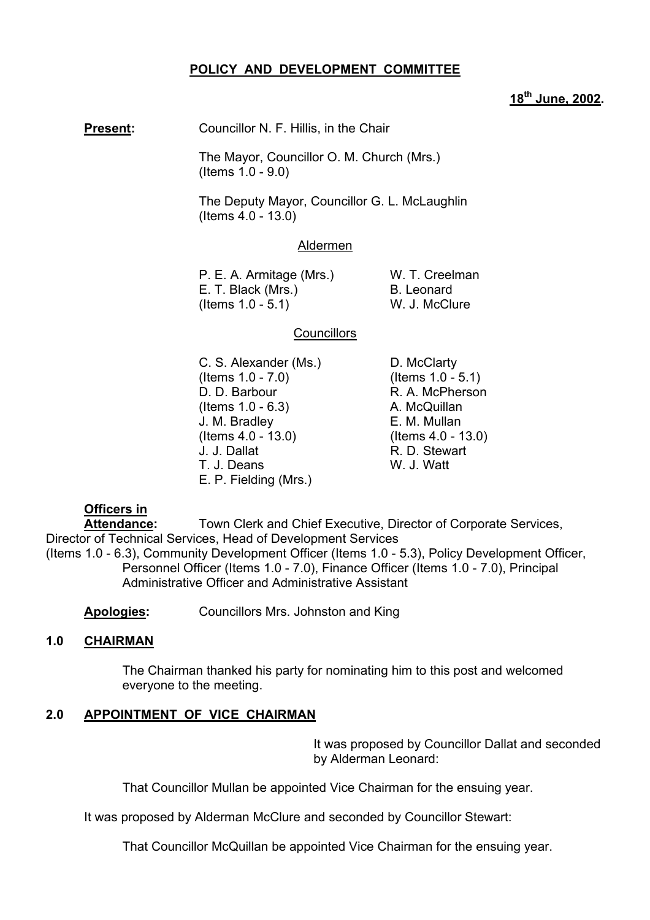**POLICY AND DEVELOPMENT COMMITTEE**

**18th June, 2002.**

**Present:** Councillor N. F. Hillis, in the Chair

The Mayor, Councillor O. M. Church (Mrs.) (Items 1.0 - 9.0)

The Deputy Mayor, Councillor G. L. McLaughlin (Items 4.0 - 13.0)

Aldermen

P. E. A. Armitage (Mrs.)
E. T. Black (Mrs.) (Items 1.0 - 5.1)
W. T. Creelman
B. Leonard
W. J. McClure

Councillors

C. S. Alexander (Ms.) (Items 1.0 - 7.0)
D. D. Barbour (Items 1.0 - 6.3)
J. M. Bradley (Items 4.0 - 13.0)
J. J. Dallat
T. J. Deans
E. P. Fielding (Mrs.)
D. McClarty (Items 1.0 - 5.1)
R. A. McPherson
A. McQuillan
E. M. Mullan (Items 4.0 - 13.0)
R. D. Stewart
W. J. Watt

**Officers in Attendance:** Town Clerk and Chief Executive, Director of Corporate Services, Director of Technical Services, Head of Development Services (Items 1.0 - 6.3), Community Development Officer (Items 1.0 - 5.3), Policy Development Officer, Personnel Officer (Items 1.0 - 7.0), Finance Officer (Items 1.0 - 7.0), Principal Administrative Officer and Administrative Assistant

**Apologies:** Councillors Mrs. Johnston and King

## 1.0 CHAIRMAN

The Chairman thanked his party for nominating him to this post and welcomed everyone to the meeting.

## 2.0 APPOINTMENT OF VICE CHAIRMAN

It was proposed by Councillor Dallat and seconded by Alderman Leonard:

That Councillor Mullan be appointed Vice Chairman for the ensuing year.

It was proposed by Alderman McClure and seconded by Councillor Stewart:

That Councillor McQuillan be appointed Vice Chairman for the ensuing year.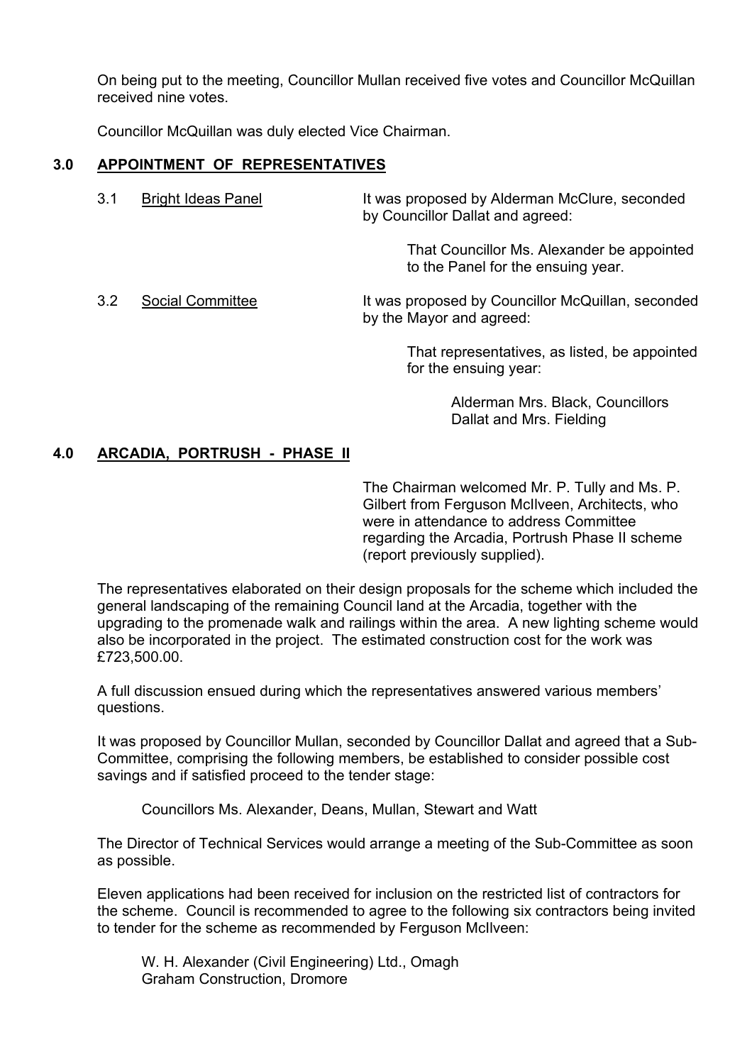On being put to the meeting, Councillor Mullan received five votes and Councillor McQuillan received nine votes.

Councillor McQuillan was duly elected Vice Chairman.

## 3.0 APPOINTMENT OF REPRESENTATIVES

3.1 Bright Ideas Panel

It was proposed by Alderman McClure, seconded by Councillor Dallat and agreed:

> That Councillor Ms. Alexander be appointed to the Panel for the ensuing year.

3.2 Social Committee

It was proposed by Councillor McQuillan, seconded by the Mayor and agreed:

> That representatives, as listed, be appointed for the ensuing year:
>
> Alderman Mrs. Black, Councillors Dallat and Mrs. Fielding

## 4.0 ARCADIA, PORTRUSH - PHASE II

The Chairman welcomed Mr. P. Tully and Ms. P. Gilbert from Ferguson McIlveen, Architects, who were in attendance to address Committee regarding the Arcadia, Portrush Phase II scheme (report previously supplied).

The representatives elaborated on their design proposals for the scheme which included the general landscaping of the remaining Council land at the Arcadia, together with the upgrading to the promenade walk and railings within the area. A new lighting scheme would also be incorporated in the project. The estimated construction cost for the work was £723,500.00.

A full discussion ensued during which the representatives answered various members' questions.

It was proposed by Councillor Mullan, seconded by Councillor Dallat and agreed that a Sub-Committee, comprising the following members, be established to consider possible cost savings and if satisfied proceed to the tender stage:

Councillors Ms. Alexander, Deans, Mullan, Stewart and Watt

The Director of Technical Services would arrange a meeting of the Sub-Committee as soon as possible.

Eleven applications had been received for inclusion on the restricted list of contractors for the scheme. Council is recommended to agree to the following six contractors being invited to tender for the scheme as recommended by Ferguson McIlveen:

W. H. Alexander (Civil Engineering) Ltd., Omagh
Graham Construction, Dromore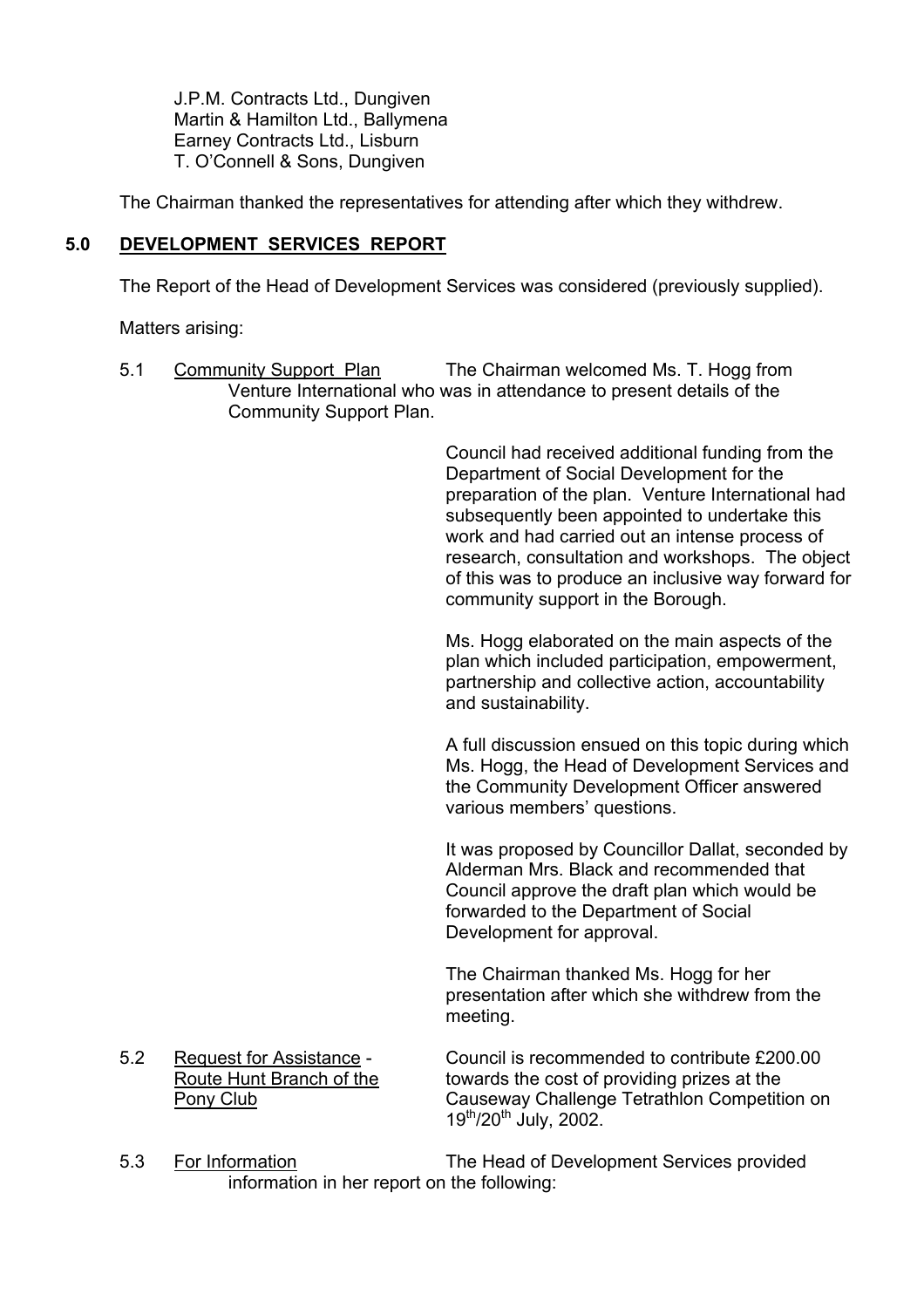J.P.M. Contracts Ltd., Dungiven
Martin & Hamilton Ltd., Ballymena
Earney Contracts Ltd., Lisburn
T. O'Connell & Sons, Dungiven

The Chairman thanked the representatives for attending after which they withdrew.

## 5.0 DEVELOPMENT SERVICES REPORT

The Report of the Head of Development Services was considered (previously supplied).

Matters arising:

5.1 Community Support Plan — The Chairman welcomed Ms. T. Hogg from Venture International who was in attendance to present details of the Community Support Plan.

Council had received additional funding from the Department of Social Development for the preparation of the plan. Venture International had subsequently been appointed to undertake this work and had carried out an intense process of research, consultation and workshops. The object of this was to produce an inclusive way forward for community support in the Borough.

Ms. Hogg elaborated on the main aspects of the plan which included participation, empowerment, partnership and collective action, accountability and sustainability.

A full discussion ensued on this topic during which Ms. Hogg, the Head of Development Services and the Community Development Officer answered various members' questions.

It was proposed by Councillor Dallat, seconded by Alderman Mrs. Black and recommended that Council approve the draft plan which would be forwarded to the Department of Social Development for approval.

The Chairman thanked Ms. Hogg for her presentation after which she withdrew from the meeting.

5.2 Request for Assistance - Route Hunt Branch of the Pony Club — Council is recommended to contribute £200.00 towards the cost of providing prizes at the Causeway Challenge Tetrathlon Competition on 19th/20th July, 2002.

5.3 For Information — The Head of Development Services provided information in her report on the following: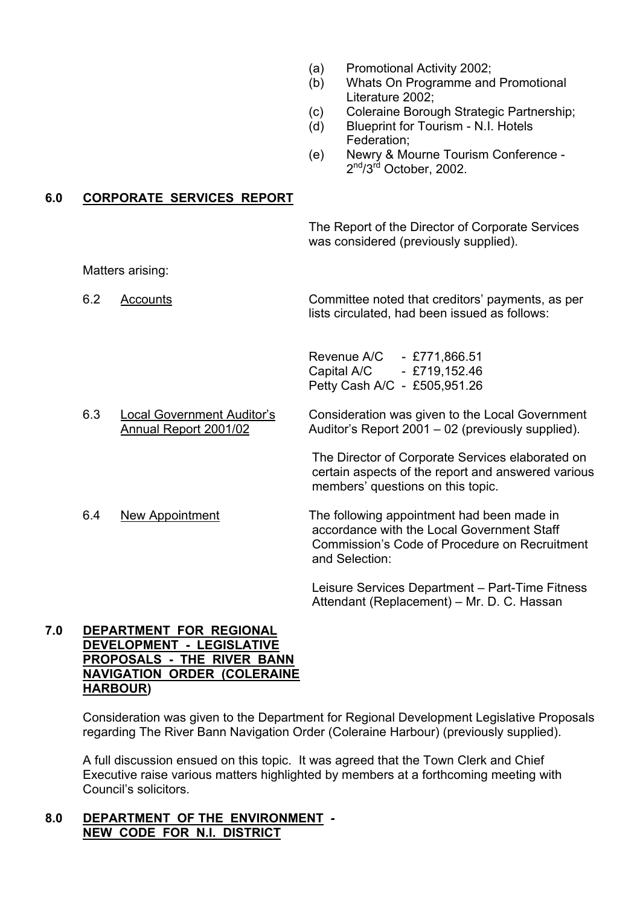(a) Promotional Activity 2002;
(b) Whats On Programme and Promotional Literature 2002;
(c) Coleraine Borough Strategic Partnership;
(d) Blueprint for Tourism - N.I. Hotels Federation;
(e) Newry & Mourne Tourism Conference - 2nd/3rd October, 2002.

## 6.0 CORPORATE SERVICES REPORT

The Report of the Director of Corporate Services was considered (previously supplied).

Matters arising:

6.2 Accounts

Committee noted that creditors' payments, as per lists circulated, had been issued as follows:

Revenue A/C - £771,866.51
Capital A/C - £719,152.46
Petty Cash A/C - £505,951.26

6.3 Local Government Auditor's Annual Report 2001/02

Consideration was given to the Local Government Auditor's Report 2001 – 02 (previously supplied).

The Director of Corporate Services elaborated on certain aspects of the report and answered various members' questions on this topic.

6.4 New Appointment

The following appointment had been made in accordance with the Local Government Staff Commission's Code of Procedure on Recruitment and Selection:

Leisure Services Department – Part-Time Fitness Attendant (Replacement) – Mr. D. C. Hassan

## 7.0 DEPARTMENT FOR REGIONAL DEVELOPMENT - LEGISLATIVE PROPOSALS - THE RIVER BANN NAVIGATION ORDER (COLERAINE HARBOUR)

Consideration was given to the Department for Regional Development Legislative Proposals regarding The River Bann Navigation Order (Coleraine Harbour) (previously supplied).

A full discussion ensued on this topic. It was agreed that the Town Clerk and Chief Executive raise various matters highlighted by members at a forthcoming meeting with Council's solicitors.

## 8.0 DEPARTMENT OF THE ENVIRONMENT - NEW CODE FOR N.I. DISTRICT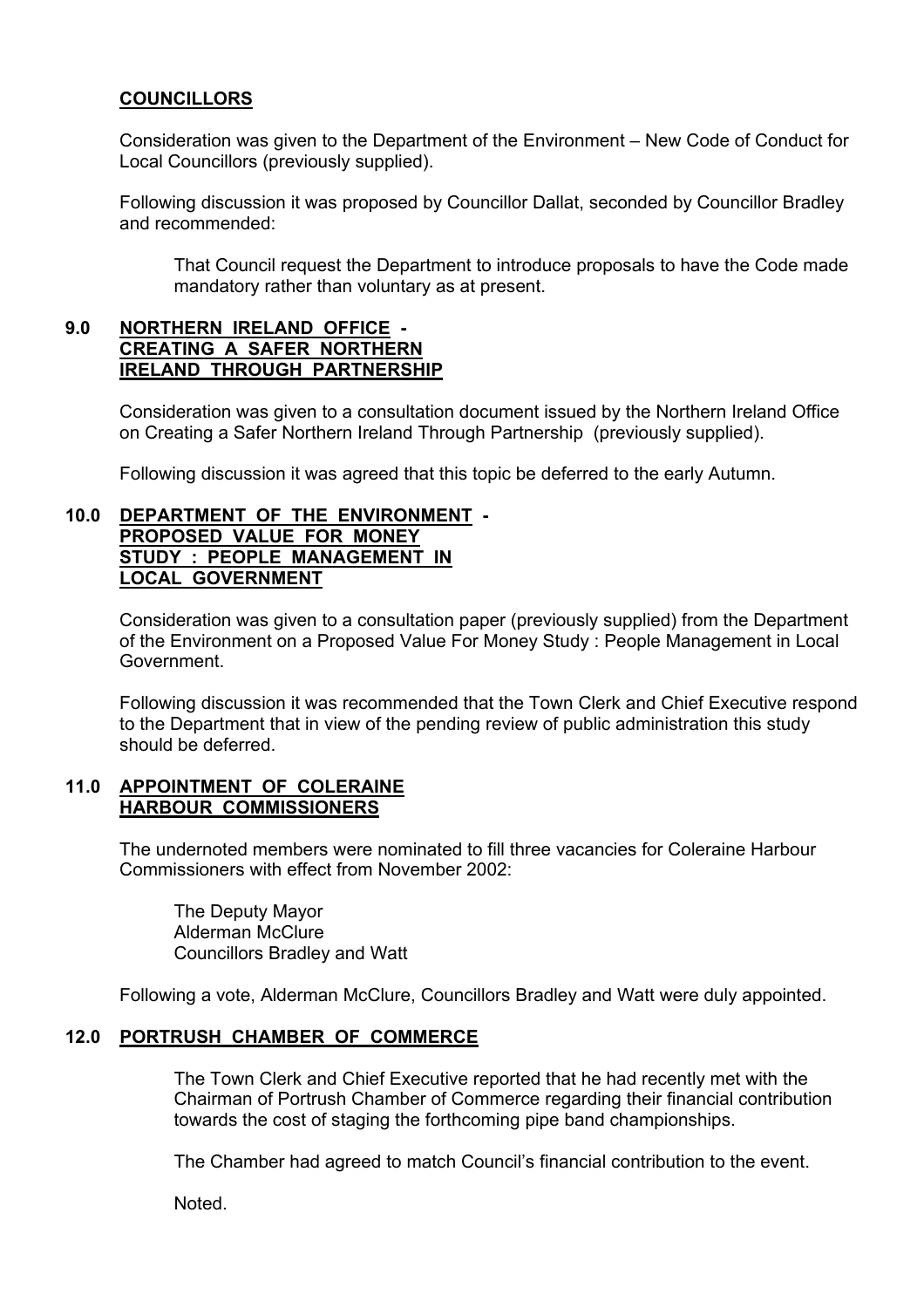## COUNCILLORS

Consideration was given to the Department of the Environment – New Code of Conduct for Local Councillors (previously supplied).

Following discussion it was proposed by Councillor Dallat, seconded by Councillor Bradley and recommended:

> That Council request the Department to introduce proposals to have the Code made mandatory rather than voluntary as at present.

## 9.0 NORTHERN IRELAND OFFICE - CREATING A SAFER NORTHERN IRELAND THROUGH PARTNERSHIP

Consideration was given to a consultation document issued by the Northern Ireland Office on Creating a Safer Northern Ireland Through Partnership (previously supplied).

Following discussion it was agreed that this topic be deferred to the early Autumn.

## 10.0 DEPARTMENT OF THE ENVIRONMENT - PROPOSED VALUE FOR MONEY STUDY : PEOPLE MANAGEMENT IN LOCAL GOVERNMENT

Consideration was given to a consultation paper (previously supplied) from the Department of the Environment on a Proposed Value For Money Study : People Management in Local Government.

Following discussion it was recommended that the Town Clerk and Chief Executive respond to the Department that in view of the pending review of public administration this study should be deferred.

## 11.0 APPOINTMENT OF COLERAINE HARBOUR COMMISSIONERS

The undernoted members were nominated to fill three vacancies for Coleraine Harbour Commissioners with effect from November 2002:

> The Deputy Mayor
> Alderman McClure
> Councillors Bradley and Watt

Following a vote, Alderman McClure, Councillors Bradley and Watt were duly appointed.

## 12.0 PORTRUSH CHAMBER OF COMMERCE

The Town Clerk and Chief Executive reported that he had recently met with the Chairman of Portrush Chamber of Commerce regarding their financial contribution towards the cost of staging the forthcoming pipe band championships.

The Chamber had agreed to match Council's financial contribution to the event.

Noted.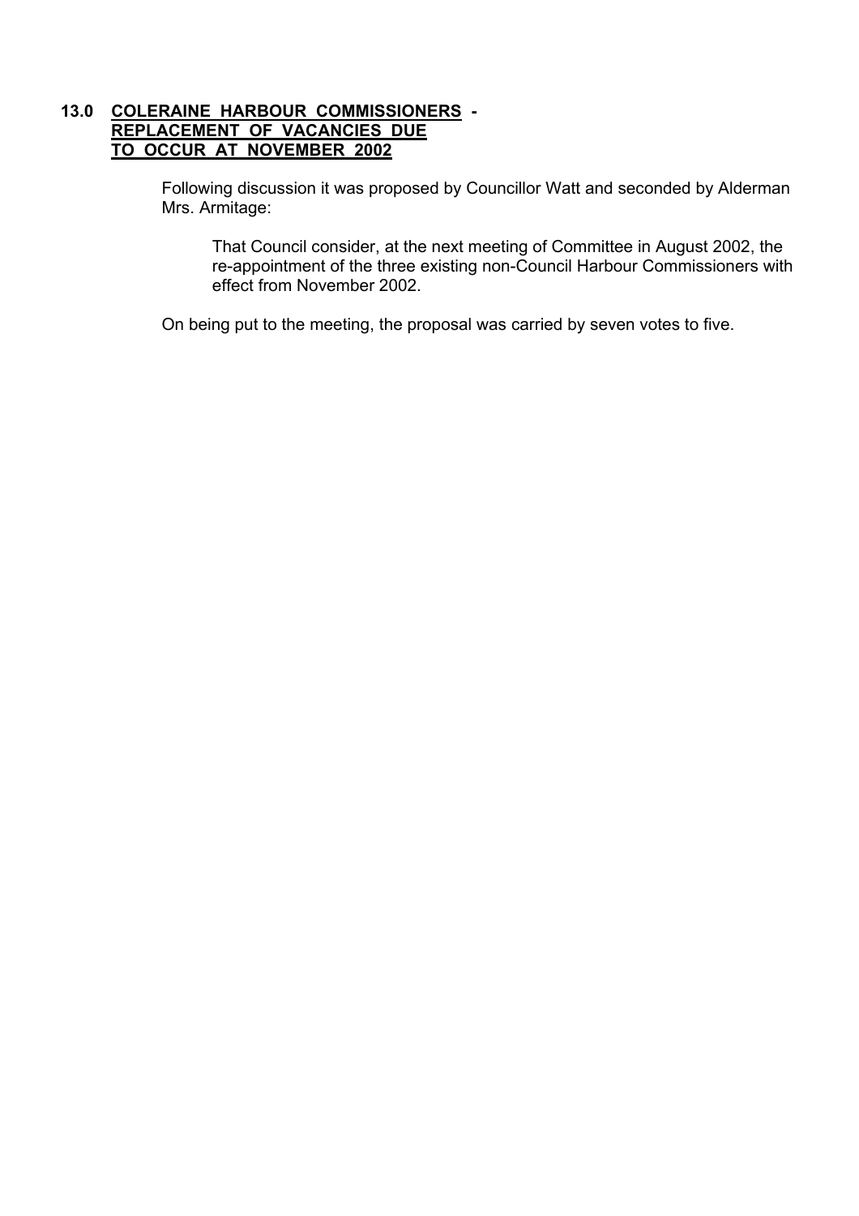## 13.0 COLERAINE HARBOUR COMMISSIONERS - REPLACEMENT OF VACANCIES DUE TO OCCUR AT NOVEMBER 2002

Following discussion it was proposed by Councillor Watt and seconded by Alderman Mrs. Armitage:

> That Council consider, at the next meeting of Committee in August 2002, the re-appointment of the three existing non-Council Harbour Commissioners with effect from November 2002.

On being put to the meeting, the proposal was carried by seven votes to five.